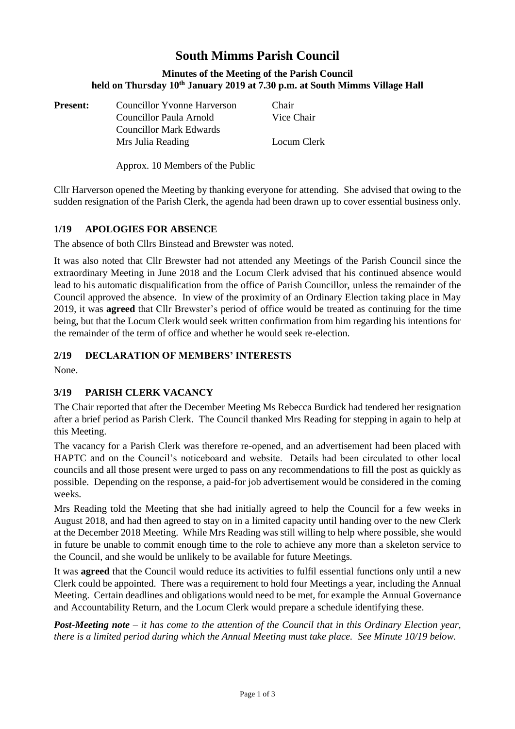# South Mimms Parish Council

## Minutes of the Meeting of the Parish Council held on Thursday 10th January 2019 at 7.30 p.m. at South Mimms Village Hall

| **Present:** | Councillor Yvonne Harverson | Chair |
| --- | --- | --- |
| | Councillor Paula Arnold | Vice Chair |
| | Councillor Mark Edwards | |
| | Mrs Julia Reading | Locum Clerk |
| | Approx. 10 Members of the Public | |

Cllr Harverson opened the Meeting by thanking everyone for attending. She advised that owing to the sudden resignation of the Parish Clerk, the agenda had been drawn up to cover essential business only.

### 1/19 APOLOGIES FOR ABSENCE

The absence of both Cllrs Binstead and Brewster was noted.

It was also noted that Cllr Brewster had not attended any Meetings of the Parish Council since the extraordinary Meeting in June 2018 and the Locum Clerk advised that his continued absence would lead to his automatic disqualification from the office of Parish Councillor, unless the remainder of the Council approved the absence. In view of the proximity of an Ordinary Election taking place in May 2019, it was **agreed** that Cllr Brewster's period of office would be treated as continuing for the time being, but that the Locum Clerk would seek written confirmation from him regarding his intentions for the remainder of the term of office and whether he would seek re-election.

### 2/19 DECLARATION OF MEMBERS' INTERESTS

None.

### 3/19 PARISH CLERK VACANCY

The Chair reported that after the December Meeting Ms Rebecca Burdick had tendered her resignation after a brief period as Parish Clerk. The Council thanked Mrs Reading for stepping in again to help at this Meeting.

The vacancy for a Parish Clerk was therefore re-opened, and an advertisement had been placed with HAPTC and on the Council's noticeboard and website. Details had been circulated to other local councils and all those present were urged to pass on any recommendations to fill the post as quickly as possible. Depending on the response, a paid-for job advertisement would be considered in the coming weeks.

Mrs Reading told the Meeting that she had initially agreed to help the Council for a few weeks in August 2018, and had then agreed to stay on in a limited capacity until handing over to the new Clerk at the December 2018 Meeting. While Mrs Reading was still willing to help where possible, she would in future be unable to commit enough time to the role to achieve any more than a skeleton service to the Council, and she would be unlikely to be available for future Meetings.

It was **agreed** that the Council would reduce its activities to fulfil essential functions only until a new Clerk could be appointed. There was a requirement to hold four Meetings a year, including the Annual Meeting. Certain deadlines and obligations would need to be met, for example the Annual Governance and Accountability Return, and the Locum Clerk would prepare a schedule identifying these.

***Post-Meeting note*** *– it has come to the attention of the Council that in this Ordinary Election year, there is a limited period during which the Annual Meeting must take place. See Minute 10/19 below.*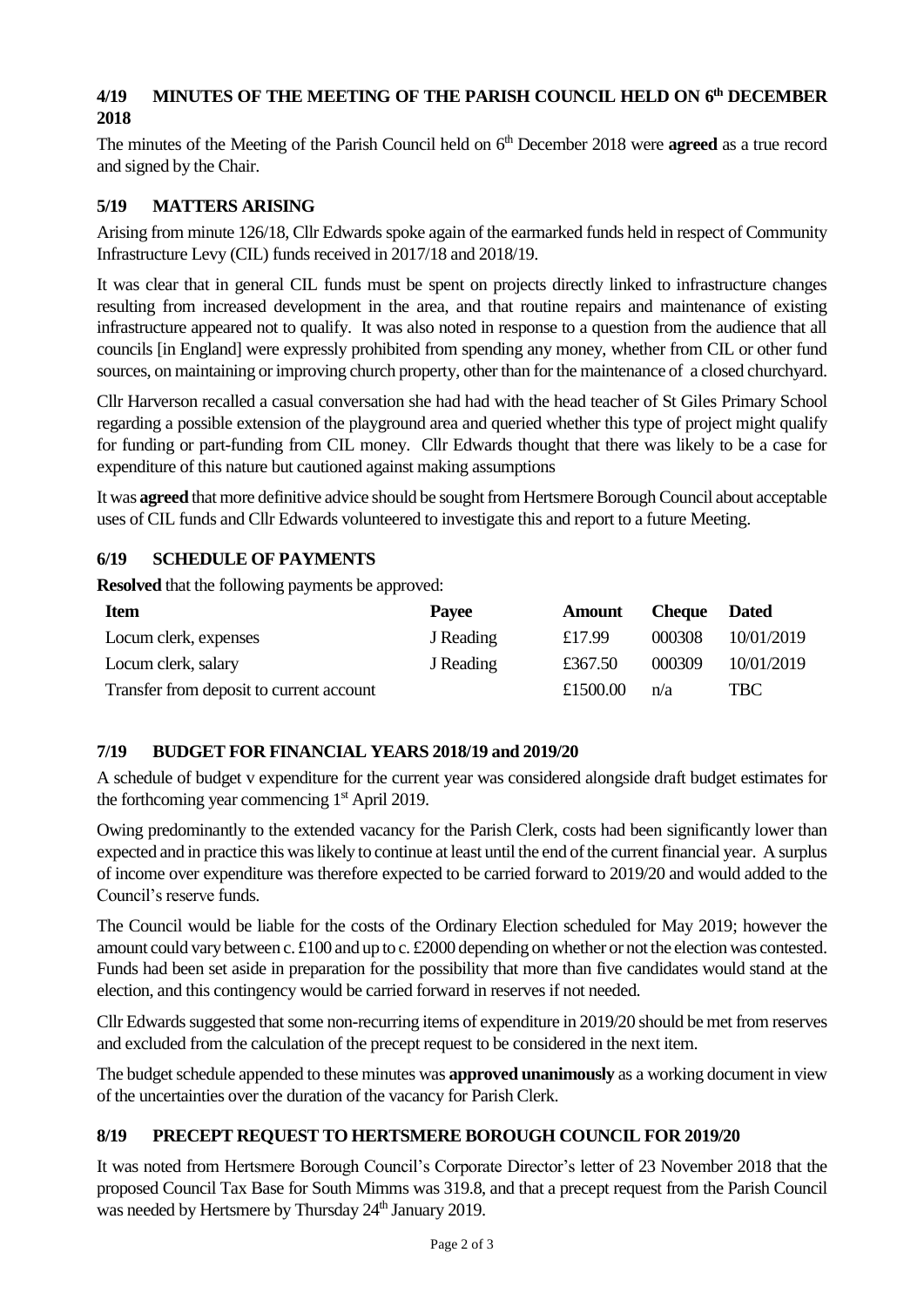## 4/19 MINUTES OF THE MEETING OF THE PARISH COUNCIL HELD ON 6th DECEMBER 2018

The minutes of the Meeting of the Parish Council held on 6th December 2018 were **agreed** as a true record and signed by the Chair.

## 5/19 MATTERS ARISING

Arising from minute 126/18, Cllr Edwards spoke again of the earmarked funds held in respect of Community Infrastructure Levy (CIL) funds received in 2017/18 and 2018/19.

It was clear that in general CIL funds must be spent on projects directly linked to infrastructure changes resulting from increased development in the area, and that routine repairs and maintenance of existing infrastructure appeared not to qualify. It was also noted in response to a question from the audience that all councils [in England] were expressly prohibited from spending any money, whether from CIL or other fund sources, on maintaining or improving church property, other than for the maintenance of a closed churchyard.

Cllr Harverson recalled a casual conversation she had had with the head teacher of St Giles Primary School regarding a possible extension of the playground area and queried whether this type of project might qualify for funding or part-funding from CIL money. Cllr Edwards thought that there was likely to be a case for expenditure of this nature but cautioned against making assumptions

It was **agreed** that more definitive advice should be sought from Hertsmere Borough Council about acceptable uses of CIL funds and Cllr Edwards volunteered to investigate this and report to a future Meeting.

## 6/19 SCHEDULE OF PAYMENTS

**Resolved** that the following payments be approved:

| Item | Payee | Amount | Cheque | Dated |
|---|---|---|---|---|
| Locum clerk, expenses | J Reading | £17.99 | 000308 | 10/01/2019 |
| Locum clerk, salary | J Reading | £367.50 | 000309 | 10/01/2019 |
| Transfer from deposit to current account | | £1500.00 | n/a | TBC |

## 7/19 BUDGET FOR FINANCIAL YEARS 2018/19 and 2019/20

A schedule of budget v expenditure for the current year was considered alongside draft budget estimates for the forthcoming year commencing 1st April 2019.

Owing predominantly to the extended vacancy for the Parish Clerk, costs had been significantly lower than expected and in practice this was likely to continue at least until the end of the current financial year. A surplus of income over expenditure was therefore expected to be carried forward to 2019/20 and would added to the Council's reserve funds.

The Council would be liable for the costs of the Ordinary Election scheduled for May 2019; however the amount could vary between c. £100 and up to c. £2000 depending on whether or not the election was contested. Funds had been set aside in preparation for the possibility that more than five candidates would stand at the election, and this contingency would be carried forward in reserves if not needed.

Cllr Edwards suggested that some non-recurring items of expenditure in 2019/20 should be met from reserves and excluded from the calculation of the precept request to be considered in the next item.

The budget schedule appended to these minutes was **approved unanimously** as a working document in view of the uncertainties over the duration of the vacancy for Parish Clerk.

## 8/19 PRECEPT REQUEST TO HERTSMERE BOROUGH COUNCIL FOR 2019/20

It was noted from Hertsmere Borough Council's Corporate Director's letter of 23 November 2018 that the proposed Council Tax Base for South Mimms was 319.8, and that a precept request from the Parish Council was needed by Hertsmere by Thursday 24th January 2019.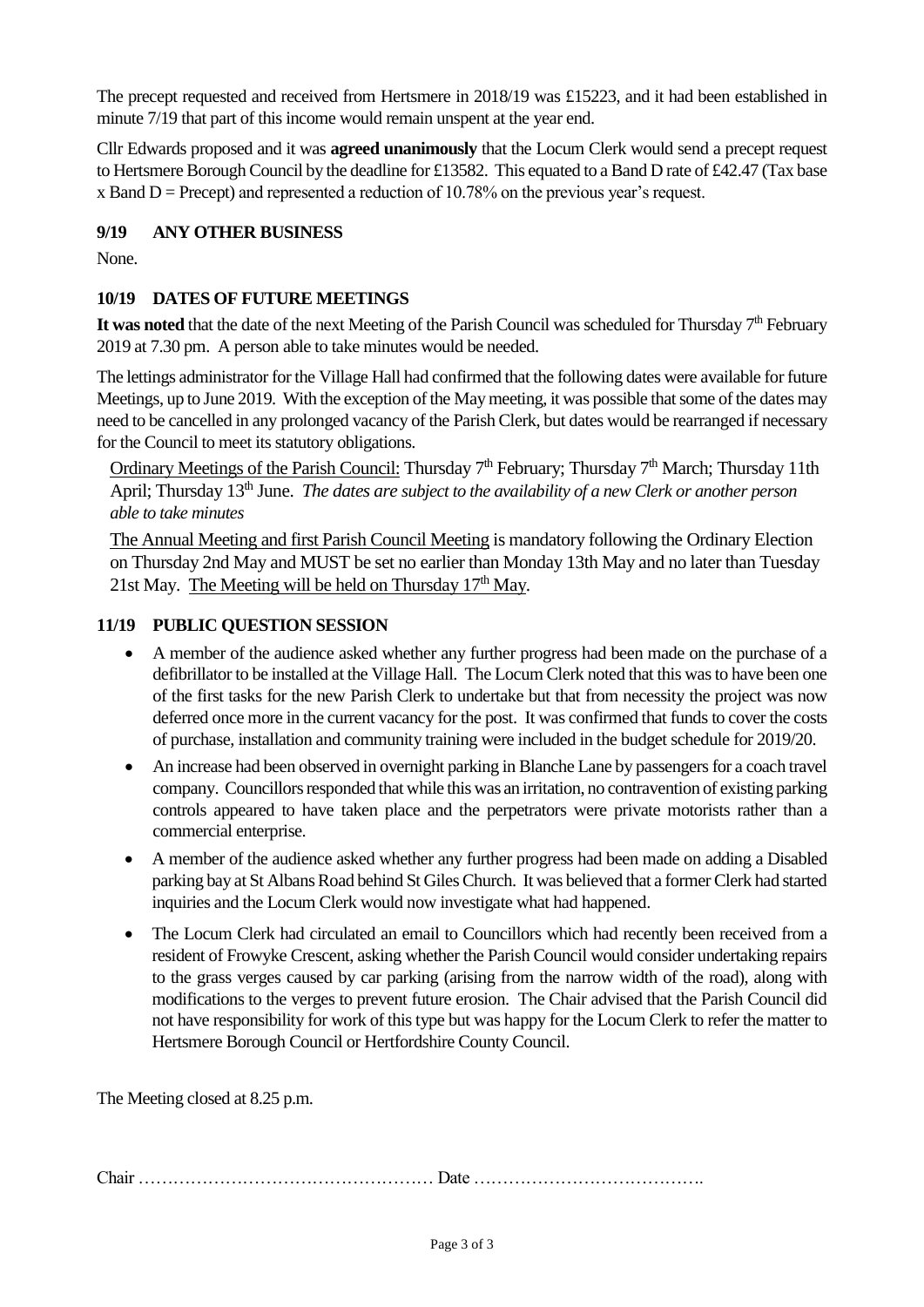The precept requested and received from Hertsmere in 2018/19 was £15223, and it had been established in minute 7/19 that part of this income would remain unspent at the year end.

Cllr Edwards proposed and it was **agreed unanimously** that the Locum Clerk would send a precept request to Hertsmere Borough Council by the deadline for £13582. This equated to a Band D rate of £42.47 (Tax base x Band D = Precept) and represented a reduction of 10.78% on the previous year's request.

### 9/19 ANY OTHER BUSINESS

None.

### 10/19 DATES OF FUTURE MEETINGS

**It was noted** that the date of the next Meeting of the Parish Council was scheduled for Thursday 7th February 2019 at 7.30 pm. A person able to take minutes would be needed.

The lettings administrator for the Village Hall had confirmed that the following dates were available for future Meetings, up to June 2019. With the exception of the May meeting, it was possible that some of the dates may need to be cancelled in any prolonged vacancy of the Parish Clerk, but dates would be rearranged if necessary for the Council to meet its statutory obligations.

> Ordinary Meetings of the Parish Council: Thursday 7th February; Thursday 7th March; Thursday 11th April; Thursday 13th June. *The dates are subject to the availability of a new Clerk or another person able to take minutes*
>
> The Annual Meeting and first Parish Council Meeting is mandatory following the Ordinary Election on Thursday 2nd May and MUST be set no earlier than Monday 13th May and no later than Tuesday 21st May. The Meeting will be held on Thursday 17th May.

### 11/19 PUBLIC QUESTION SESSION

- A member of the audience asked whether any further progress had been made on the purchase of a defibrillator to be installed at the Village Hall. The Locum Clerk noted that this was to have been one of the first tasks for the new Parish Clerk to undertake but that from necessity the project was now deferred once more in the current vacancy for the post. It was confirmed that funds to cover the costs of purchase, installation and community training were included in the budget schedule for 2019/20.
- An increase had been observed in overnight parking in Blanche Lane by passengers for a coach travel company. Councillors responded that while this was an irritation, no contravention of existing parking controls appeared to have taken place and the perpetrators were private motorists rather than a commercial enterprise.
- A member of the audience asked whether any further progress had been made on adding a Disabled parking bay at St Albans Road behind St Giles Church. It was believed that a former Clerk had started inquiries and the Locum Clerk would now investigate what had happened.
- The Locum Clerk had circulated an email to Councillors which had recently been received from a resident of Frowyke Crescent, asking whether the Parish Council would consider undertaking repairs to the grass verges caused by car parking (arising from the narrow width of the road), along with modifications to the verges to prevent future erosion. The Chair advised that the Parish Council did not have responsibility for work of this type but was happy for the Locum Clerk to refer the matter to Hertsmere Borough Council or Hertfordshire County Council.

The Meeting closed at 8.25 p.m.

Chair …………………………………………… Date ………………………………….